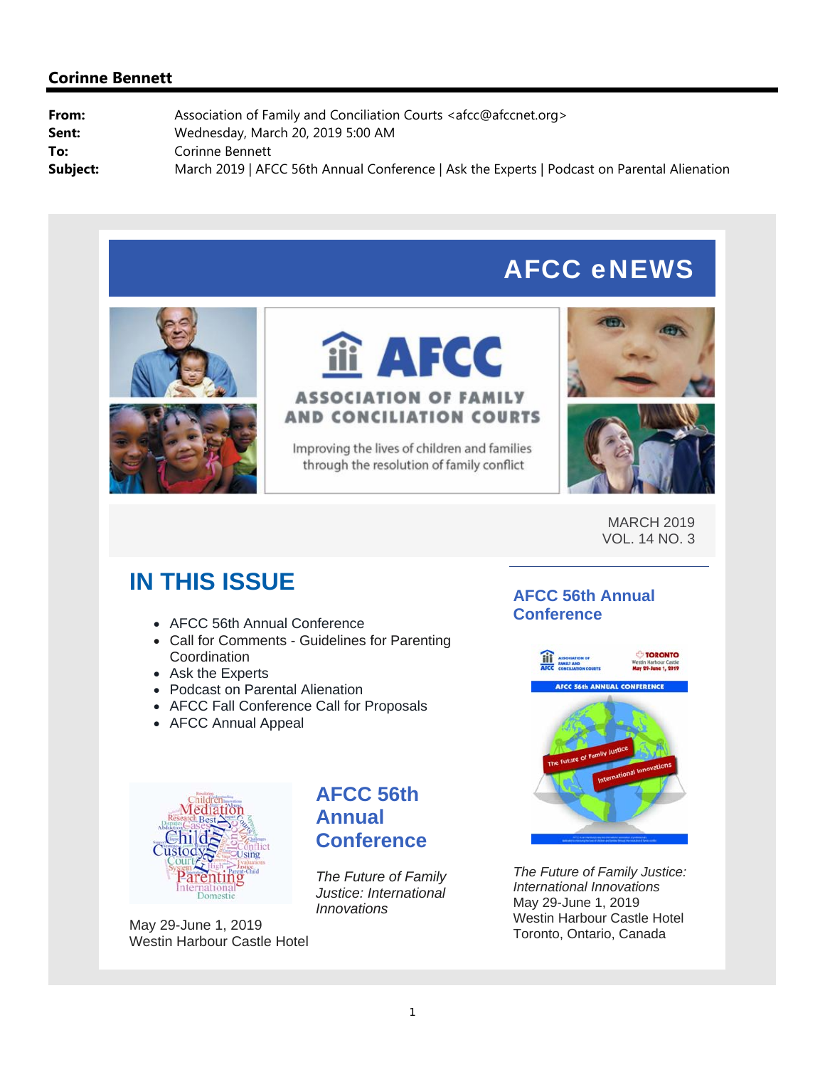**Corinne Bennett**

**From:** Association of Family and Conciliation Courts <afcc@afccnet.org>
**Sent:** Wednesday, March 20, 2019 5:00 AM
**To:** Corinne Bennett
**Subject:** March 2019 | AFCC 56th Annual Conference | Ask the Experts | Podcast on Parental Alienation

# AFCC eNEWS

AFCC
ASSOCIATION OF FAMILY AND CONCILIATION COURTS
Improving the lives of children and families through the resolution of family conflict

MARCH 2019
VOL. 14 NO. 3

## IN THIS ISSUE

- AFCC 56th Annual Conference
- Call for Comments - Guidelines for Parenting Coordination
- Ask the Experts
- Podcast on Parental Alienation
- AFCC Fall Conference Call for Proposals
- AFCC Annual Appeal

## AFCC 56th Annual Conference

*The Future of Family Justice: International Innovations*

May 29-June 1, 2019
Westin Harbour Castle Hotel

### AFCC 56th Annual Conference

*The Future of Family Justice: International Innovations*
May 29-June 1, 2019
Westin Harbour Castle Hotel
Toronto, Ontario, Canada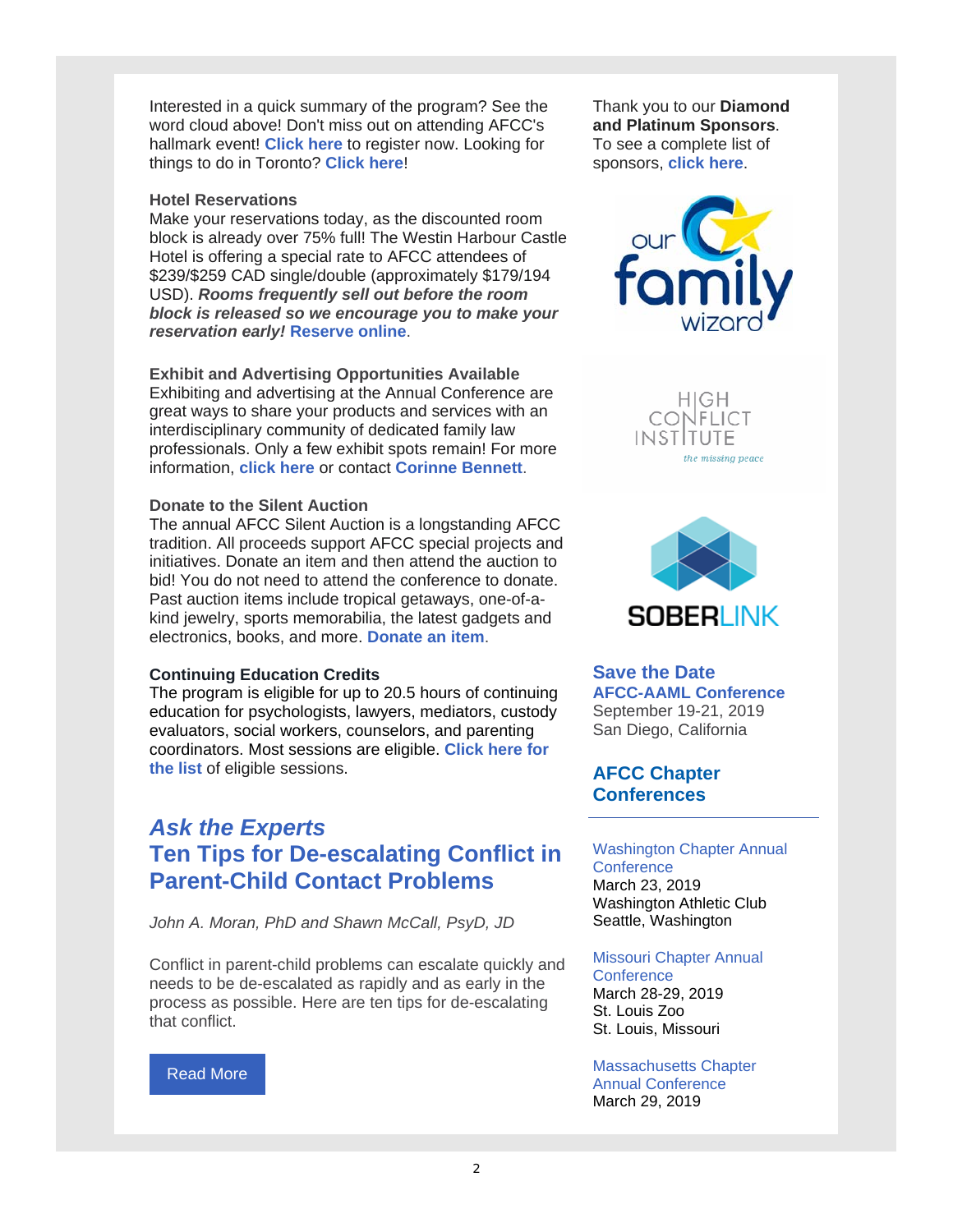Interested in a quick summary of the program? See the word cloud above! Don't miss out on attending AFCC's hallmark event! **Click here** to register now. Looking for things to do in Toronto? **Click here**!

**Hotel Reservations**
Make your reservations today, as the discounted room block is already over 75% full! The Westin Harbour Castle Hotel is offering a special rate to AFCC attendees of $239/$259 CAD single/double (approximately $179/194 USD). ***Rooms frequently sell out before the room block is released so we encourage you to make your reservation early!*** **Reserve online**.

**Exhibit and Advertising Opportunities Available**
Exhibiting and advertising at the Annual Conference are great ways to share your products and services with an interdisciplinary community of dedicated family law professionals. Only a few exhibit spots remain! For more information, **click here** or contact **Corinne Bennett**.

**Donate to the Silent Auction**
The annual AFCC Silent Auction is a longstanding AFCC tradition. All proceeds support AFCC special projects and initiatives. Donate an item and then attend the auction to bid! You do not need to attend the conference to donate. Past auction items include tropical getaways, one-of-a-kind jewelry, sports memorabilia, the latest gadgets and electronics, books, and more. **Donate an item**.

**Continuing Education Credits**
The program is eligible for up to 20.5 hours of continuing education for psychologists, lawyers, mediators, custody evaluators, social workers, counselors, and parenting coordinators. Most sessions are eligible. **Click here for the list** of eligible sessions.

## *Ask the Experts*
## Ten Tips for De-escalating Conflict in Parent-Child Contact Problems

*John A. Moran, PhD and Shawn McCall, PsyD, JD*

Conflict in parent-child problems can escalate quickly and needs to be de-escalated as rapidly and as early in the process as possible. Here are ten tips for de-escalating that conflict.

Read More

Thank you to our **Diamond and Platinum Sponsors**. To see a complete list of sponsors, **click here**.

our family wizard

HIGH CONFLICT INSTITUTE
*the missing peace*

SOBERLINK

### Save the Date
**AFCC-AAML Conference**
September 19-21, 2019
San Diego, California

### AFCC Chapter Conferences

Washington Chapter Annual Conference
March 23, 2019
Washington Athletic Club
Seattle, Washington

Missouri Chapter Annual Conference
March 28-29, 2019
St. Louis Zoo
St. Louis, Missouri

Massachusetts Chapter Annual Conference
March 29, 2019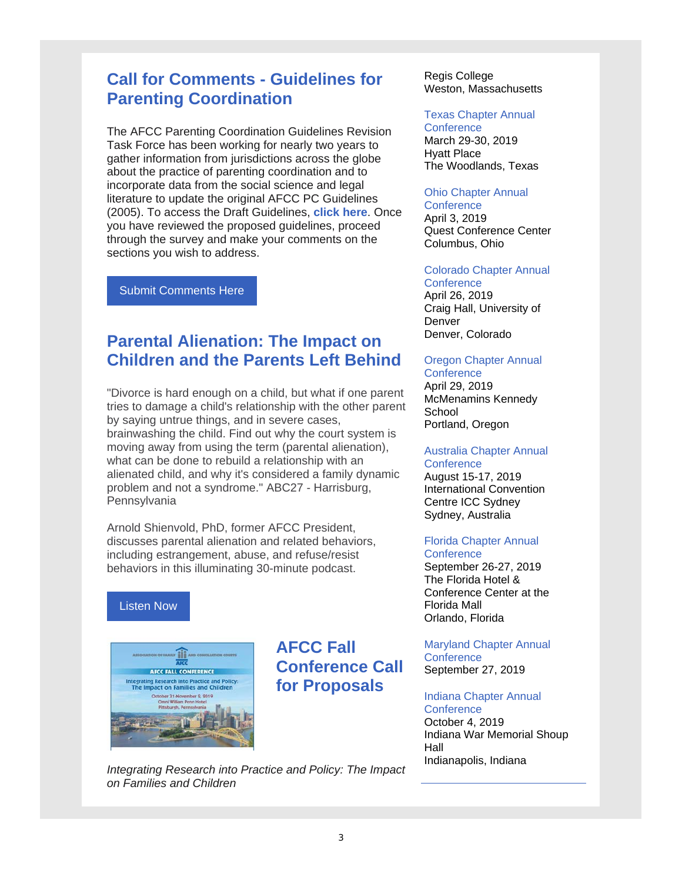## Call for Comments - Guidelines for Parenting Coordination

The AFCC Parenting Coordination Guidelines Revision Task Force has been working for nearly two years to gather information from jurisdictions across the globe about the practice of parenting coordination and to incorporate data from the social science and legal literature to update the original AFCC PC Guidelines (2005). To access the Draft Guidelines, **click here**. Once you have reviewed the proposed guidelines, proceed through the survey and make your comments on the sections you wish to address.

Submit Comments Here

## Parental Alienation: The Impact on Children and the Parents Left Behind

"Divorce is hard enough on a child, but what if one parent tries to damage a child's relationship with the other parent by saying untrue things, and in severe cases, brainwashing the child. Find out why the court system is moving away from using the term (parental alienation), what can be done to rebuild a relationship with an alienated child, and why it's considered a family dynamic problem and not a syndrome." ABC27 - Harrisburg, Pennsylvania

Arnold Shienvold, PhD, former AFCC President, discusses parental alienation and related behaviors, including estrangement, abuse, and refuse/resist behaviors in this illuminating 30-minute podcast.

Listen Now

## AFCC Fall Conference Call for Proposals

*Integrating Research into Practice and Policy: The Impact on Families and Children*

Regis College
Weston, Massachusetts

Texas Chapter Annual Conference
March 29-30, 2019
Hyatt Place
The Woodlands, Texas

Ohio Chapter Annual Conference
April 3, 2019
Quest Conference Center
Columbus, Ohio

Colorado Chapter Annual Conference
April 26, 2019
Craig Hall, University of Denver
Denver, Colorado

Oregon Chapter Annual Conference
April 29, 2019
McMenamins Kennedy School
Portland, Oregon

Australia Chapter Annual Conference
August 15-17, 2019
International Convention Centre ICC Sydney
Sydney, Australia

Florida Chapter Annual Conference
September 26-27, 2019
The Florida Hotel & Conference Center at the Florida Mall
Orlando, Florida

Maryland Chapter Annual Conference
September 27, 2019

Indiana Chapter Annual Conference
October 4, 2019
Indiana War Memorial Shoup Hall
Indianapolis, Indiana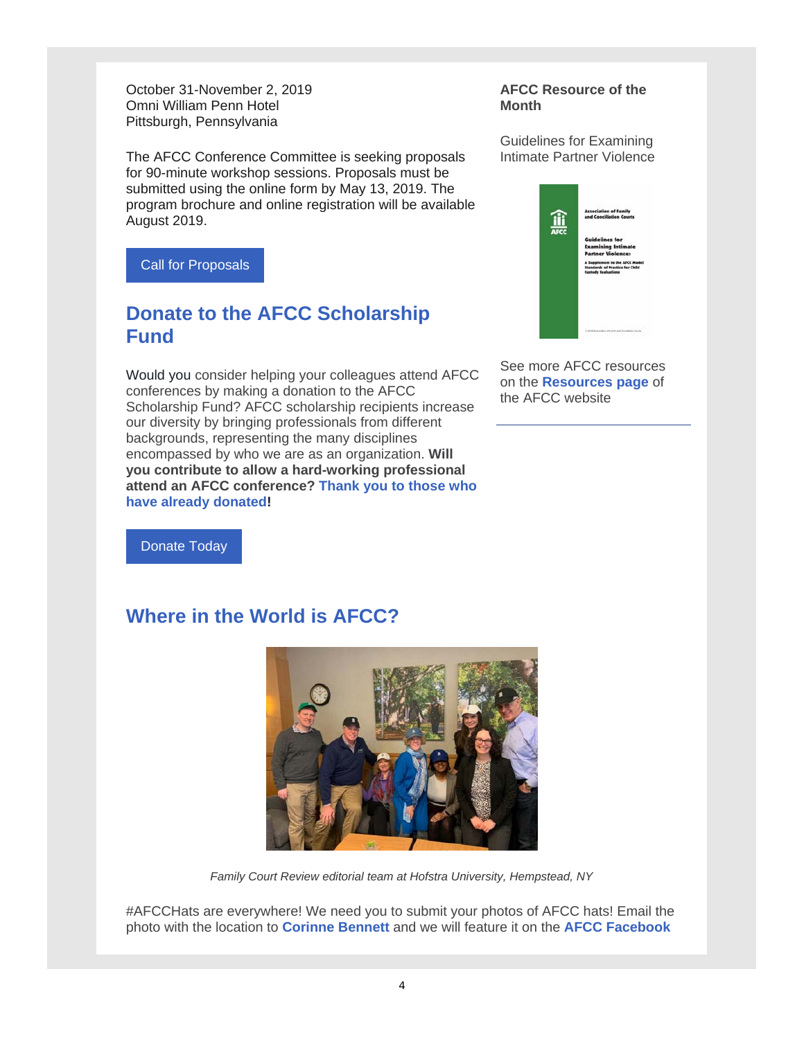October 31-November 2, 2019
Omni William Penn Hotel
Pittsburgh, Pennsylvania

The AFCC Conference Committee is seeking proposals for 90-minute workshop sessions. Proposals must be submitted using the online form by May 13, 2019. The program brochure and online registration will be available August 2019.

Call for Proposals

## Donate to the AFCC Scholarship Fund

Would you consider helping your colleagues attend AFCC conferences by making a donation to the AFCC Scholarship Fund? AFCC scholarship recipients increase our diversity by bringing professionals from different backgrounds, representing the many disciplines encompassed by who we are as an organization. **Will you contribute to allow a hard-working professional attend an AFCC conference? Thank you to those who have already donated!**

Donate Today

## Where in the World is AFCC?

*Family Court Review editorial team at Hofstra University, Hempstead, NY*

#AFCCHats are everywhere! We need you to submit your photos of AFCC hats! Email the photo with the location to **Corinne Bennett** and we will feature it on the **AFCC Facebook**

**AFCC Resource of the Month**

Guidelines for Examining Intimate Partner Violence

See more AFCC resources on the **Resources page** of the AFCC website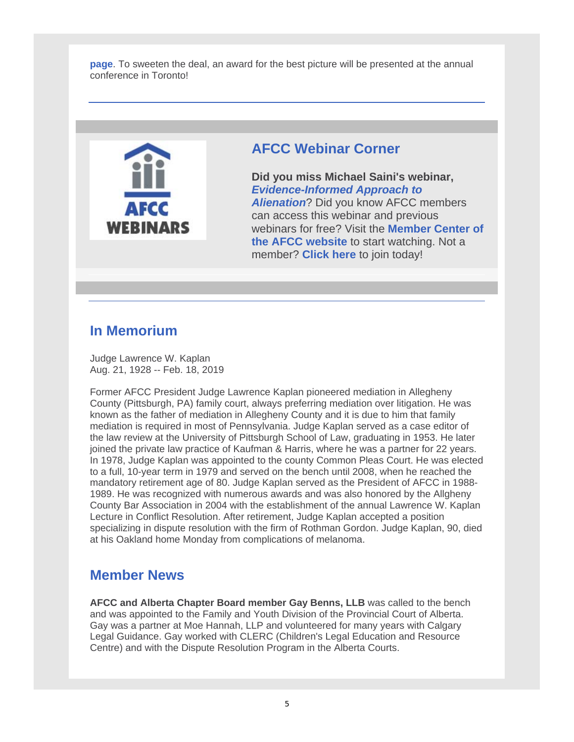**page**. To sweeten the deal, an award for the best picture will be presented at the annual conference in Toronto!

## AFCC Webinar Corner

**Did you miss Michael Saini's webinar, *Evidence-Informed Approach to Alienation*?** Did you know AFCC members can access this webinar and previous webinars for free? Visit the **Member Center of the AFCC website** to start watching. Not a member? **Click here** to join today!

## In Memorium

Judge Lawrence W. Kaplan
Aug. 21, 1928 -- Feb. 18, 2019

Former AFCC President Judge Lawrence Kaplan pioneered mediation in Allegheny County (Pittsburgh, PA) family court, always preferring mediation over litigation. He was known as the father of mediation in Allegheny County and it is due to him that family mediation is required in most of Pennsylvania. Judge Kaplan served as a case editor of the law review at the University of Pittsburgh School of Law, graduating in 1953. He later joined the private law practice of Kaufman & Harris, where he was a partner for 22 years. In 1978, Judge Kaplan was appointed to the county Common Pleas Court. He was elected to a full, 10-year term in 1979 and served on the bench until 2008, when he reached the mandatory retirement age of 80. Judge Kaplan served as the President of AFCC in 1988-1989. He was recognized with numerous awards and was also honored by the Allgheny County Bar Association in 2004 with the establishment of the annual Lawrence W. Kaplan Lecture in Conflict Resolution. After retirement, Judge Kaplan accepted a position specializing in dispute resolution with the firm of Rothman Gordon. Judge Kaplan, 90, died at his Oakland home Monday from complications of melanoma.

## Member News

**AFCC and Alberta Chapter Board member Gay Benns, LLB** was called to the bench and was appointed to the Family and Youth Division of the Provincial Court of Alberta. Gay was a partner at Moe Hannah, LLP and volunteered for many years with Calgary Legal Guidance. Gay worked with CLERC (Children's Legal Education and Resource Centre) and with the Dispute Resolution Program in the Alberta Courts.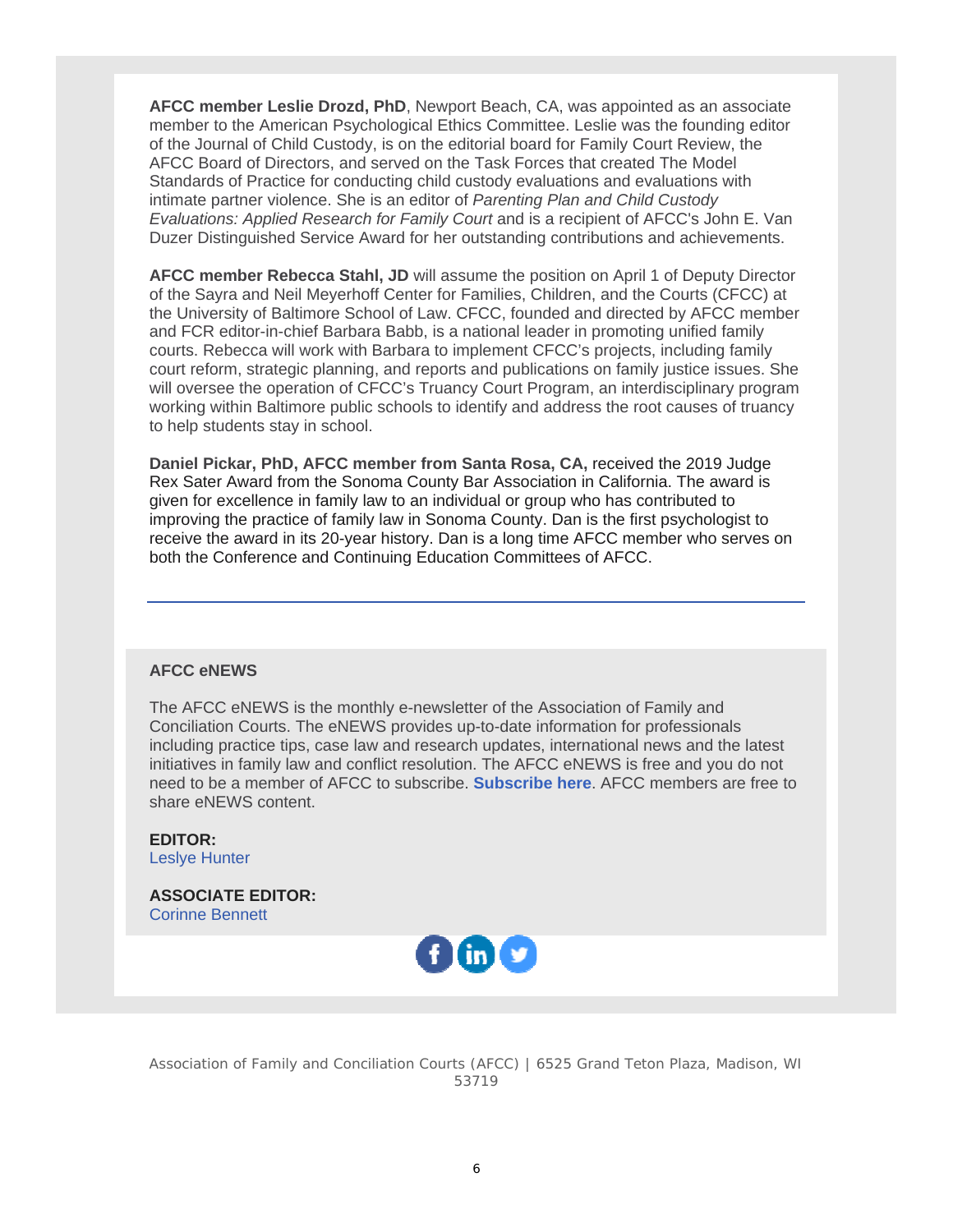**AFCC member Leslie Drozd, PhD**, Newport Beach, CA, was appointed as an associate member to the American Psychological Ethics Committee. Leslie was the founding editor of the Journal of Child Custody, is on the editorial board for Family Court Review, the AFCC Board of Directors, and served on the Task Forces that created The Model Standards of Practice for conducting child custody evaluations and evaluations with intimate partner violence. She is an editor of *Parenting Plan and Child Custody Evaluations: Applied Research for Family Court* and is a recipient of AFCC's John E. Van Duzer Distinguished Service Award for her outstanding contributions and achievements.

**AFCC member Rebecca Stahl, JD** will assume the position on April 1 of Deputy Director of the Sayra and Neil Meyerhoff Center for Families, Children, and the Courts (CFCC) at the University of Baltimore School of Law. CFCC, founded and directed by AFCC member and FCR editor-in-chief Barbara Babb, is a national leader in promoting unified family courts. Rebecca will work with Barbara to implement CFCC's projects, including family court reform, strategic planning, and reports and publications on family justice issues. She will oversee the operation of CFCC's Truancy Court Program, an interdisciplinary program working within Baltimore public schools to identify and address the root causes of truancy to help students stay in school.

**Daniel Pickar, PhD, AFCC member from Santa Rosa, CA,** received the 2019 Judge Rex Sater Award from the Sonoma County Bar Association in California. The award is given for excellence in family law to an individual or group who has contributed to improving the practice of family law in Sonoma County. Dan is the first psychologist to receive the award in its 20-year history. Dan is a long time AFCC member who serves on both the Conference and Continuing Education Committees of AFCC.

---

**AFCC eNEWS**

The AFCC eNEWS is the monthly e-newsletter of the Association of Family and Conciliation Courts. The eNEWS provides up-to-date information for professionals including practice tips, case law and research updates, international news and the latest initiatives in family law and conflict resolution. The AFCC eNEWS is free and you do not need to be a member of AFCC to subscribe. **Subscribe here**. AFCC members are free to share eNEWS content.

**EDITOR:**
Leslye Hunter

**ASSOCIATE EDITOR:**
Corinne Bennett

Association of Family and Conciliation Courts (AFCC) | 6525 Grand Teton Plaza, Madison, WI 53719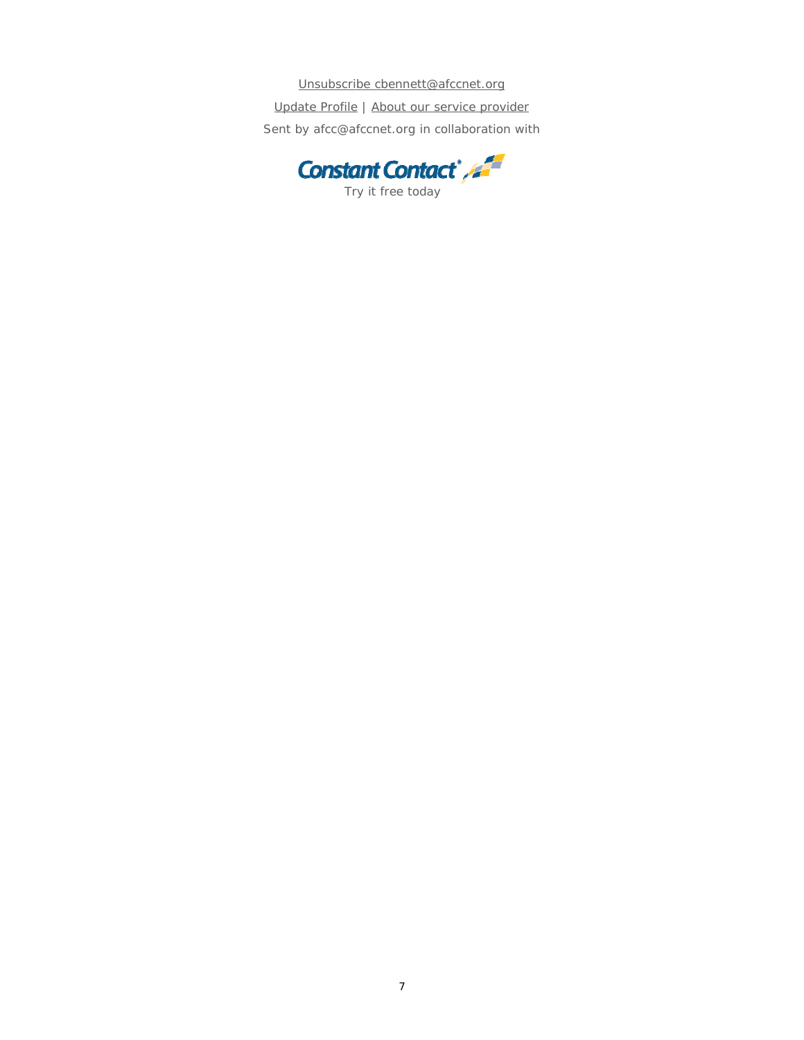Unsubscribe cbennett@afccnet.org

Update Profile | About our service provider

Sent by afcc@afccnet.org in collaboration with

Constant Contact®

Try it free today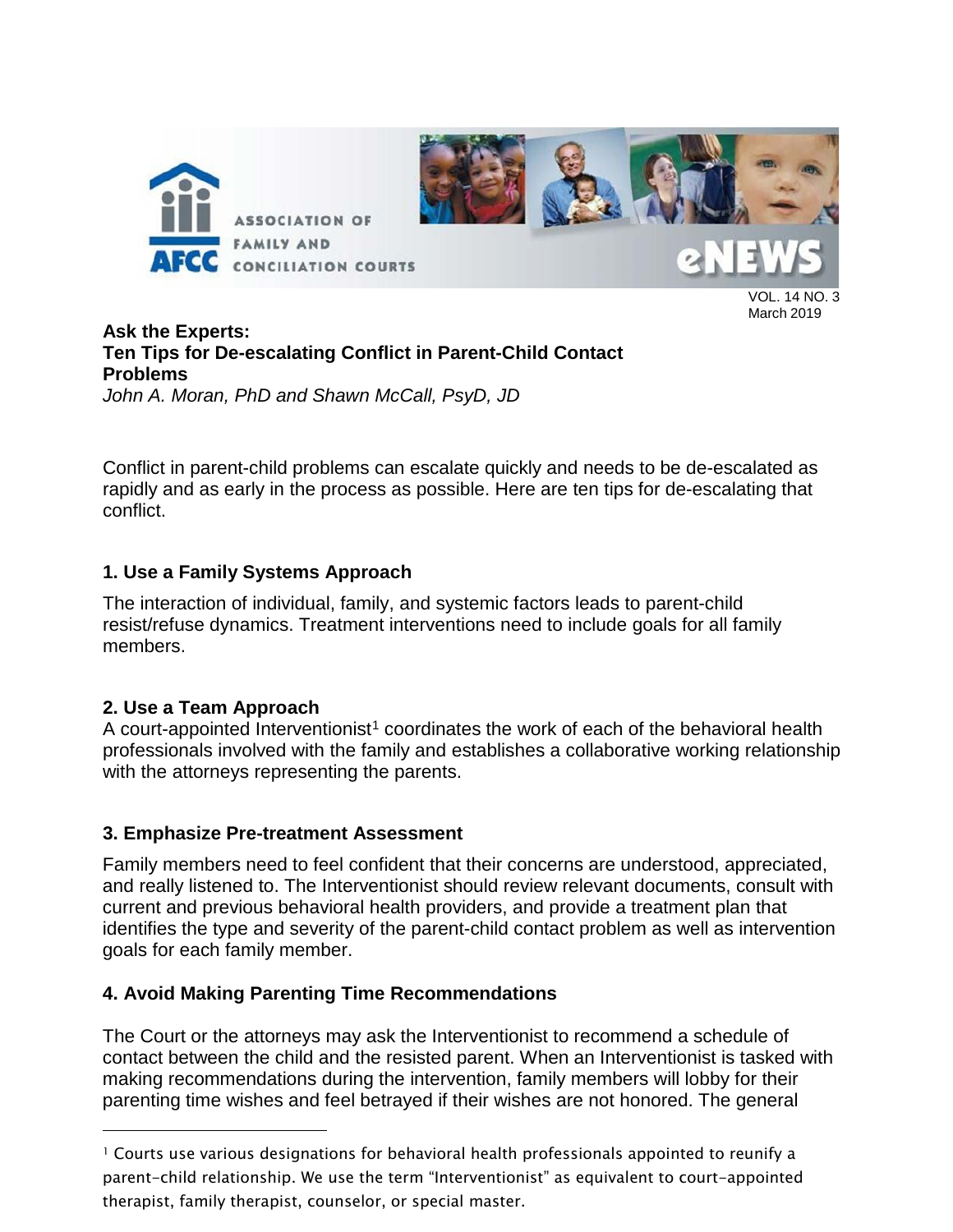VOL. 14 NO. 3
March 2019

**Ask the Experts:**
**Ten Tips for De-escalating Conflict in Parent-Child Contact Problems**
*John A. Moran, PhD and Shawn McCall, PsyD, JD*

Conflict in parent-child problems can escalate quickly and needs to be de-escalated as rapidly and as early in the process as possible. Here are ten tips for de-escalating that conflict.

### 1. Use a Family Systems Approach

The interaction of individual, family, and systemic factors leads to parent-child resist/refuse dynamics. Treatment interventions need to include goals for all family members.

### 2. Use a Team Approach

A court-appointed Interventionist[1] coordinates the work of each of the behavioral health professionals involved with the family and establishes a collaborative working relationship with the attorneys representing the parents.

### 3. Emphasize Pre-treatment Assessment

Family members need to feel confident that their concerns are understood, appreciated, and really listened to. The Interventionist should review relevant documents, consult with current and previous behavioral health providers, and provide a treatment plan that identifies the type and severity of the parent-child contact problem as well as intervention goals for each family member.

### 4. Avoid Making Parenting Time Recommendations

The Court or the attorneys may ask the Interventionist to recommend a schedule of contact between the child and the resisted parent. When an Interventionist is tasked with making recommendations during the intervention, family members will lobby for their parenting time wishes and feel betrayed if their wishes are not honored. The general

[1] Courts use various designations for behavioral health professionals appointed to reunify a parent-child relationship. We use the term "Interventionist" as equivalent to court-appointed therapist, family therapist, counselor, or special master.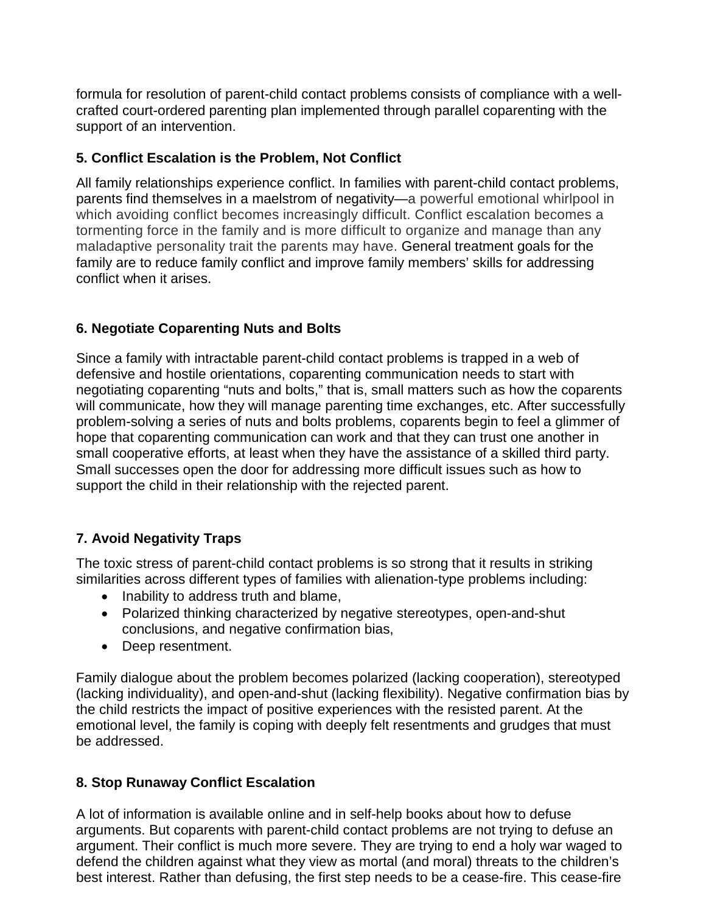formula for resolution of parent-child contact problems consists of compliance with a well-crafted court-ordered parenting plan implemented through parallel coparenting with the support of an intervention.

### 5. Conflict Escalation is the Problem, Not Conflict

All family relationships experience conflict. In families with parent-child contact problems, parents find themselves in a maelstrom of negativity—a powerful emotional whirlpool in which avoiding conflict becomes increasingly difficult. Conflict escalation becomes a tormenting force in the family and is more difficult to organize and manage than any maladaptive personality trait the parents may have. General treatment goals for the family are to reduce family conflict and improve family members' skills for addressing conflict when it arises.

### 6. Negotiate Coparenting Nuts and Bolts

Since a family with intractable parent-child contact problems is trapped in a web of defensive and hostile orientations, coparenting communication needs to start with negotiating coparenting "nuts and bolts," that is, small matters such as how the coparents will communicate, how they will manage parenting time exchanges, etc. After successfully problem-solving a series of nuts and bolts problems, coparents begin to feel a glimmer of hope that coparenting communication can work and that they can trust one another in small cooperative efforts, at least when they have the assistance of a skilled third party. Small successes open the door for addressing more difficult issues such as how to support the child in their relationship with the rejected parent.

### 7. Avoid Negativity Traps

The toxic stress of parent-child contact problems is so strong that it results in striking similarities across different types of families with alienation-type problems including:

- Inability to address truth and blame,
- Polarized thinking characterized by negative stereotypes, open-and-shut conclusions, and negative confirmation bias,
- Deep resentment.

Family dialogue about the problem becomes polarized (lacking cooperation), stereotyped (lacking individuality), and open-and-shut (lacking flexibility). Negative confirmation bias by the child restricts the impact of positive experiences with the resisted parent. At the emotional level, the family is coping with deeply felt resentments and grudges that must be addressed.

### 8. Stop Runaway Conflict Escalation

A lot of information is available online and in self-help books about how to defuse arguments. But coparents with parent-child contact problems are not trying to defuse an argument. Their conflict is much more severe. They are trying to end a holy war waged to defend the children against what they view as mortal (and moral) threats to the children's best interest. Rather than defusing, the first step needs to be a cease-fire. This cease-fire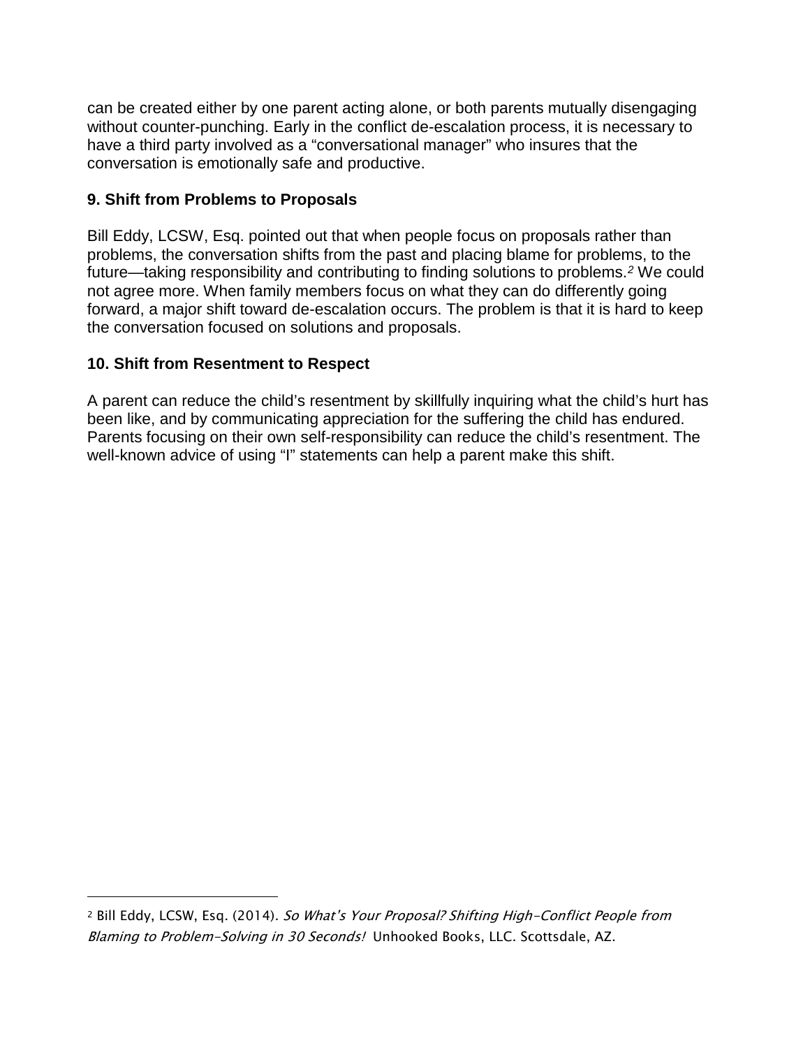can be created either by one parent acting alone, or both parents mutually disengaging without counter-punching. Early in the conflict de-escalation process, it is necessary to have a third party involved as a "conversational manager" who insures that the conversation is emotionally safe and productive.

### 9. Shift from Problems to Proposals

Bill Eddy, LCSW, Esq. pointed out that when people focus on proposals rather than problems, the conversation shifts from the past and placing blame for problems, to the future—taking responsibility and contributing to finding solutions to problems.[2] We could not agree more. When family members focus on what they can do differently going forward, a major shift toward de-escalation occurs. The problem is that it is hard to keep the conversation focused on solutions and proposals.

### 10. Shift from Resentment to Respect

A parent can reduce the child's resentment by skillfully inquiring what the child's hurt has been like, and by communicating appreciation for the suffering the child has endured. Parents focusing on their own self-responsibility can reduce the child's resentment. The well-known advice of using "I" statements can help a parent make this shift.

---

[2] Bill Eddy, LCSW, Esq. (2014). *So What's Your Proposal? Shifting High-Conflict People from Blaming to Problem-Solving in 30 Seconds!* Unhooked Books, LLC. Scottsdale, AZ.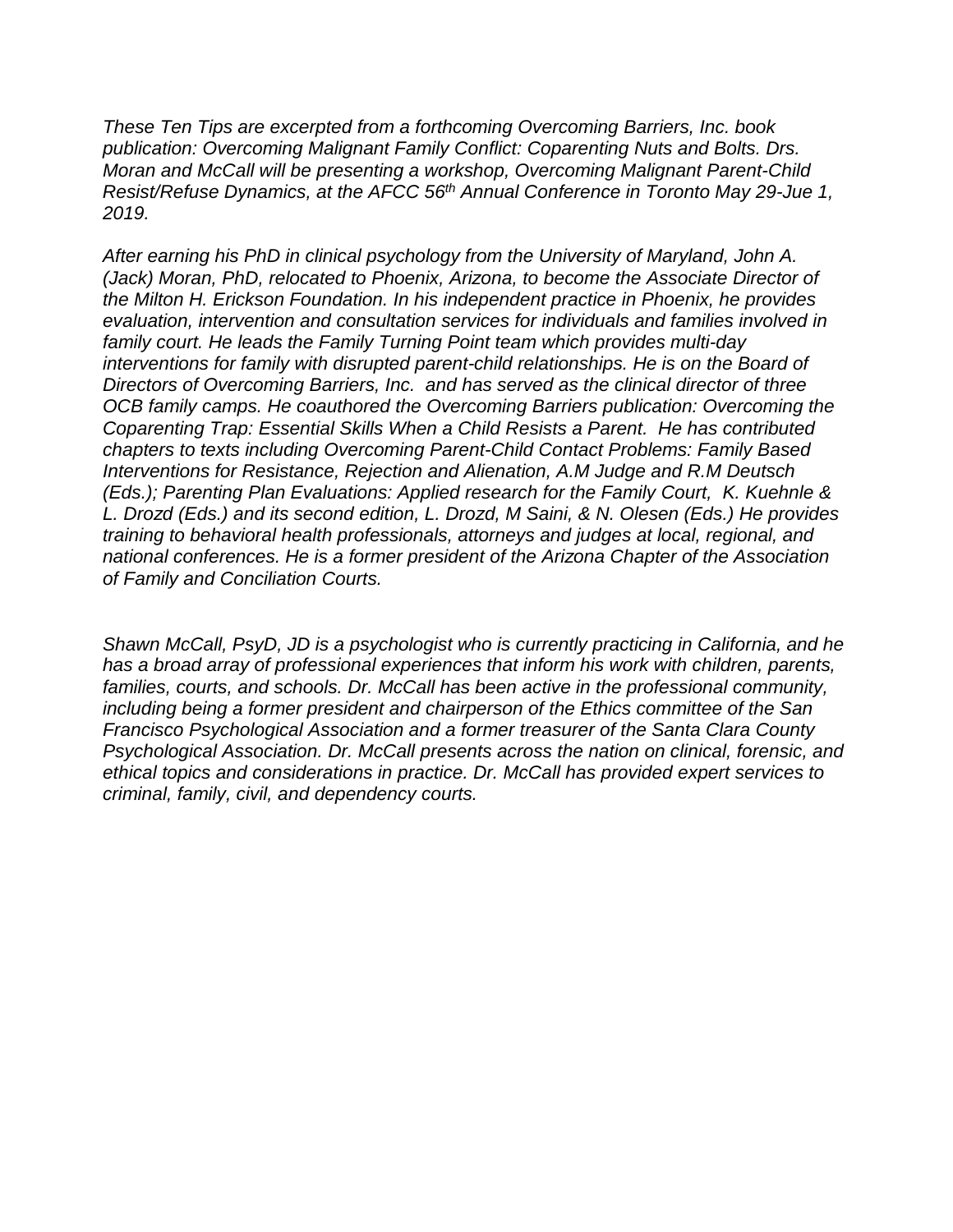*These Ten Tips are excerpted from a forthcoming Overcoming Barriers, Inc. book publication: Overcoming Malignant Family Conflict: Coparenting Nuts and Bolts. Drs. Moran and McCall will be presenting a workshop, Overcoming Malignant Parent-Child Resist/Refuse Dynamics, at the AFCC 56th Annual Conference in Toronto May 29-Jue 1, 2019.*

*After earning his PhD in clinical psychology from the University of Maryland, John A. (Jack) Moran, PhD, relocated to Phoenix, Arizona, to become the Associate Director of the Milton H. Erickson Foundation. In his independent practice in Phoenix, he provides evaluation, intervention and consultation services for individuals and families involved in family court. He leads the Family Turning Point team which provides multi-day interventions for family with disrupted parent-child relationships. He is on the Board of Directors of Overcoming Barriers, Inc. and has served as the clinical director of three OCB family camps. He coauthored the Overcoming Barriers publication: Overcoming the Coparenting Trap: Essential Skills When a Child Resists a Parent. He has contributed chapters to texts including Overcoming Parent-Child Contact Problems: Family Based Interventions for Resistance, Rejection and Alienation, A.M Judge and R.M Deutsch (Eds.); Parenting Plan Evaluations: Applied research for the Family Court, K. Kuehnle & L. Drozd (Eds.) and its second edition, L. Drozd, M Saini, & N. Olesen (Eds.) He provides training to behavioral health professionals, attorneys and judges at local, regional, and national conferences. He is a former president of the Arizona Chapter of the Association of Family and Conciliation Courts.*

*Shawn McCall, PsyD, JD is a psychologist who is currently practicing in California, and he has a broad array of professional experiences that inform his work with children, parents, families, courts, and schools. Dr. McCall has been active in the professional community, including being a former president and chairperson of the Ethics committee of the San Francisco Psychological Association and a former treasurer of the Santa Clara County Psychological Association. Dr. McCall presents across the nation on clinical, forensic, and ethical topics and considerations in practice. Dr. McCall has provided expert services to criminal, family, civil, and dependency courts.*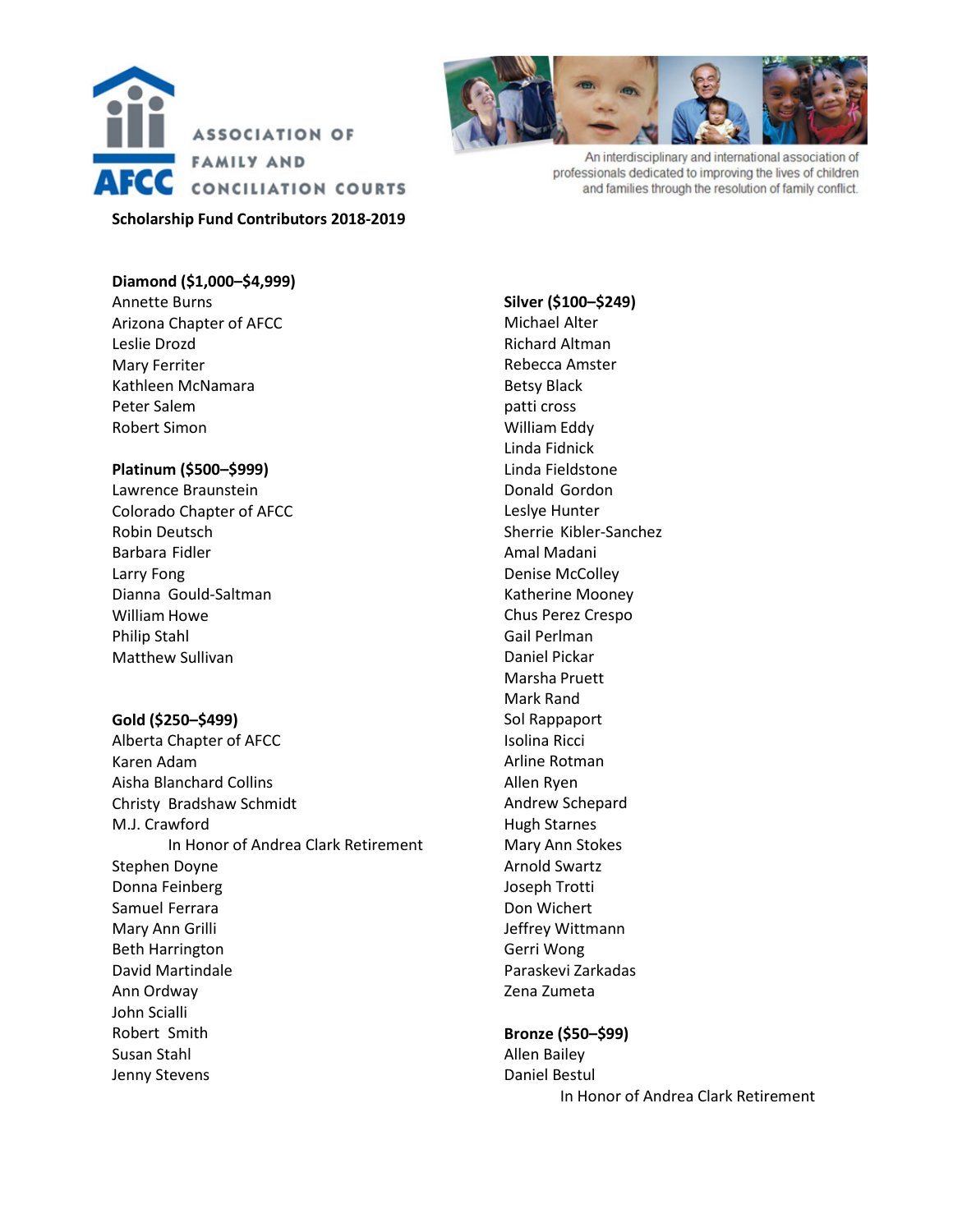ASSOCIATION OF FAMILY AND CONCILIATION COURTS

AFCC

An interdisciplinary and international association of professionals dedicated to improving the lives of children and families through the resolution of family conflict.

**Scholarship Fund Contributors 2018-2019**

**Diamond ($1,000–$4,999)**
Annette Burns
Arizona Chapter of AFCC
Leslie Drozd
Mary Ferriter
Kathleen McNamara
Peter Salem
Robert Simon

**Platinum ($500–$999)**
Lawrence Braunstein
Colorado Chapter of AFCC
Robin Deutsch
Barbara Fidler
Larry Fong
Dianna Gould-Saltman
William Howe
Philip Stahl
Matthew Sullivan

**Gold ($250–$499)**
Alberta Chapter of AFCC
Karen Adam
Aisha Blanchard Collins
Christy Bradshaw Schmidt
M.J. Crawford
In Honor of Andrea Clark Retirement
Stephen Doyne
Donna Feinberg
Samuel Ferrara
Mary Ann Grilli
Beth Harrington
David Martindale
Ann Ordway
John Scialli
Robert Smith
Susan Stahl
Jenny Stevens

**Silver ($100–$249)**
Michael Alter
Richard Altman
Rebecca Amster
Betsy Black
patti cross
William Eddy
Linda Fidnick
Linda Fieldstone
Donald Gordon
Leslye Hunter
Sherrie Kibler-Sanchez
Amal Madani
Denise McColley
Katherine Mooney
Chus Perez Crespo
Gail Perlman
Daniel Pickar
Marsha Pruett
Mark Rand
Sol Rappaport
Isolina Ricci
Arline Rotman
Allen Ryen
Andrew Schepard
Hugh Starnes
Mary Ann Stokes
Arnold Swartz
Joseph Trotti
Don Wichert
Jeffrey Wittmann
Gerri Wong
Paraskevi Zarkadas
Zena Zumeta

**Bronze ($50–$99)**
Allen Bailey
Daniel Bestul
In Honor of Andrea Clark Retirement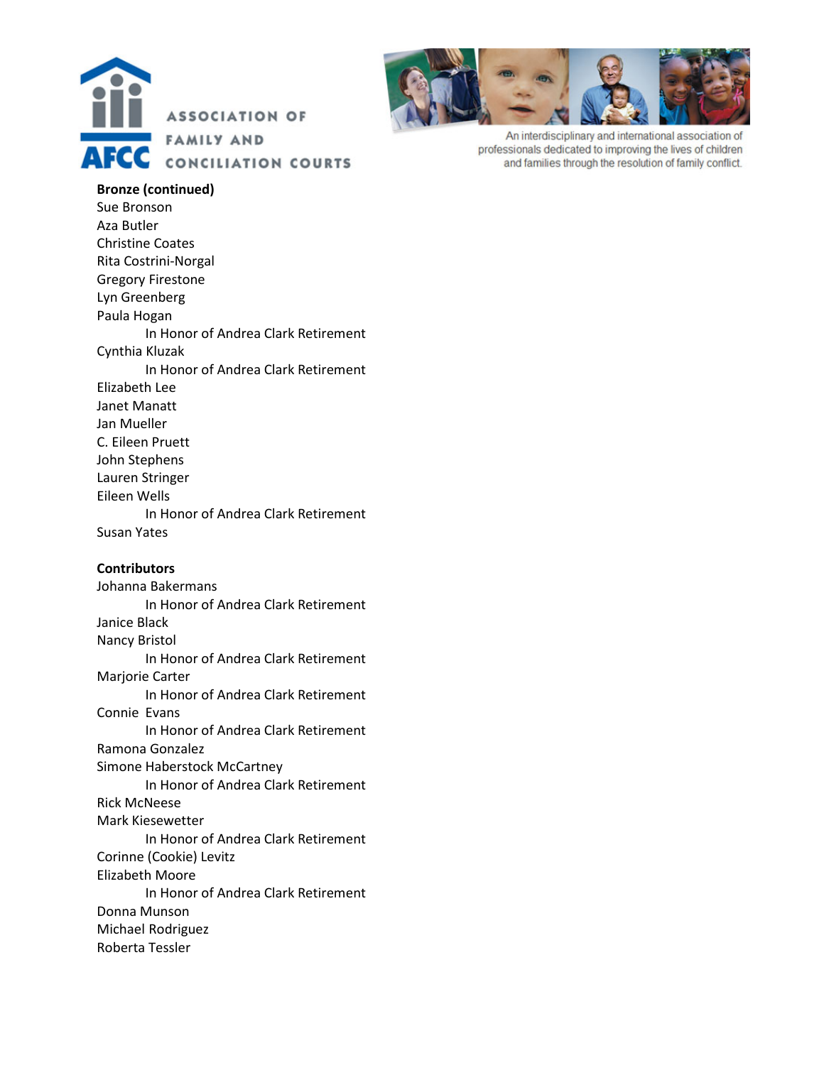**Bronze (continued)**

Sue Bronson
Aza Butler
Christine Coates
Rita Costrini-Norgal
Gregory Firestone
Lyn Greenberg
Paula Hogan
    In Honor of Andrea Clark Retirement
Cynthia Kluzak
    In Honor of Andrea Clark Retirement
Elizabeth Lee
Janet Manatt
Jan Mueller
C. Eileen Pruett
John Stephens
Lauren Stringer
Eileen Wells
    In Honor of Andrea Clark Retirement
Susan Yates

**Contributors**

Johanna Bakermans
    In Honor of Andrea Clark Retirement
Janice Black
Nancy Bristol
    In Honor of Andrea Clark Retirement
Marjorie Carter
    In Honor of Andrea Clark Retirement
Connie Evans
    In Honor of Andrea Clark Retirement
Ramona Gonzalez
Simone Haberstock McCartney
    In Honor of Andrea Clark Retirement
Rick McNeese
Mark Kiesewetter
    In Honor of Andrea Clark Retirement
Corinne (Cookie) Levitz
Elizabeth Moore
    In Honor of Andrea Clark Retirement
Donna Munson
Michael Rodriguez
Roberta Tessler